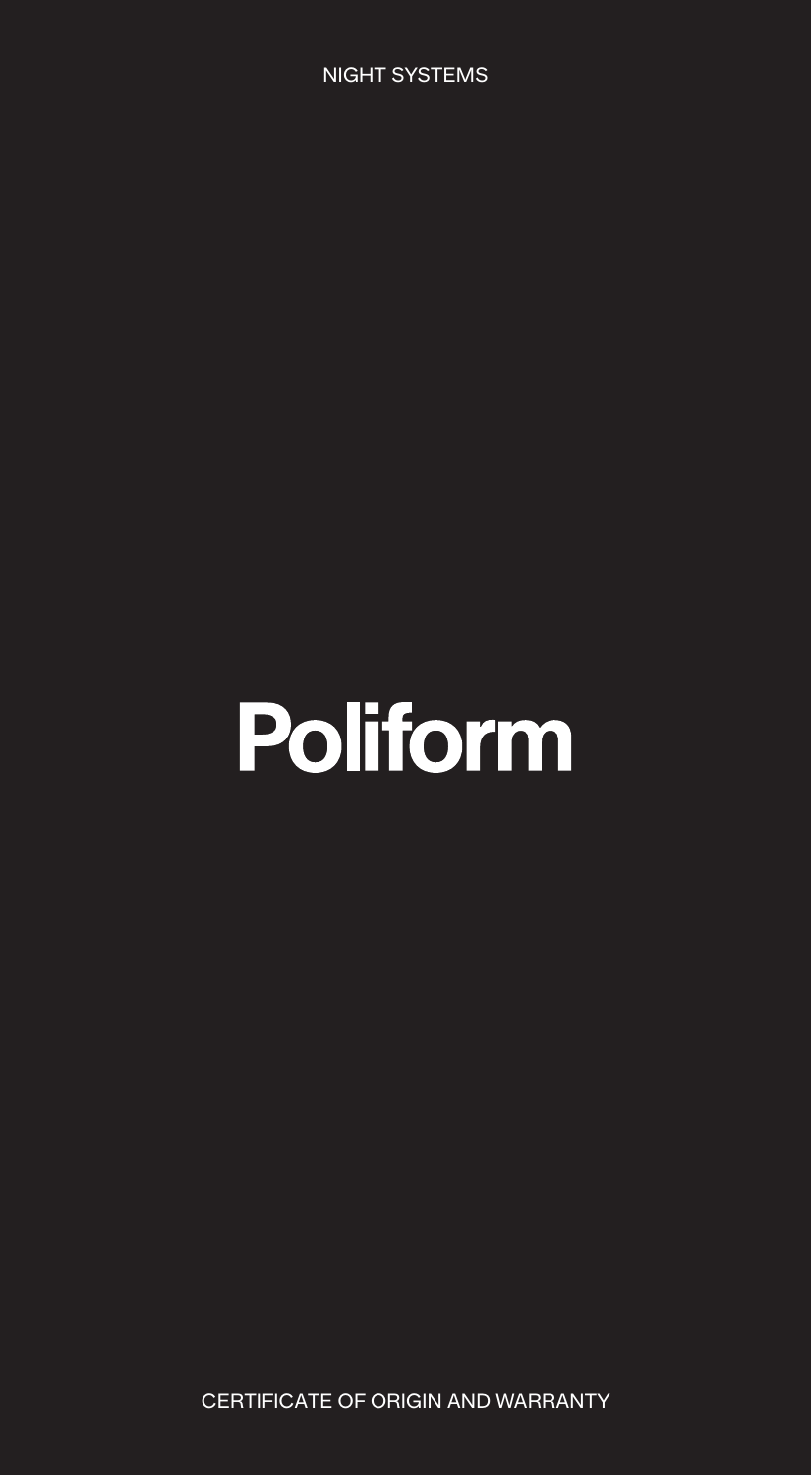NIGHT SYSTEMS

# Poliform

CERTIFICATE OF ORIGIN AND WARRANTY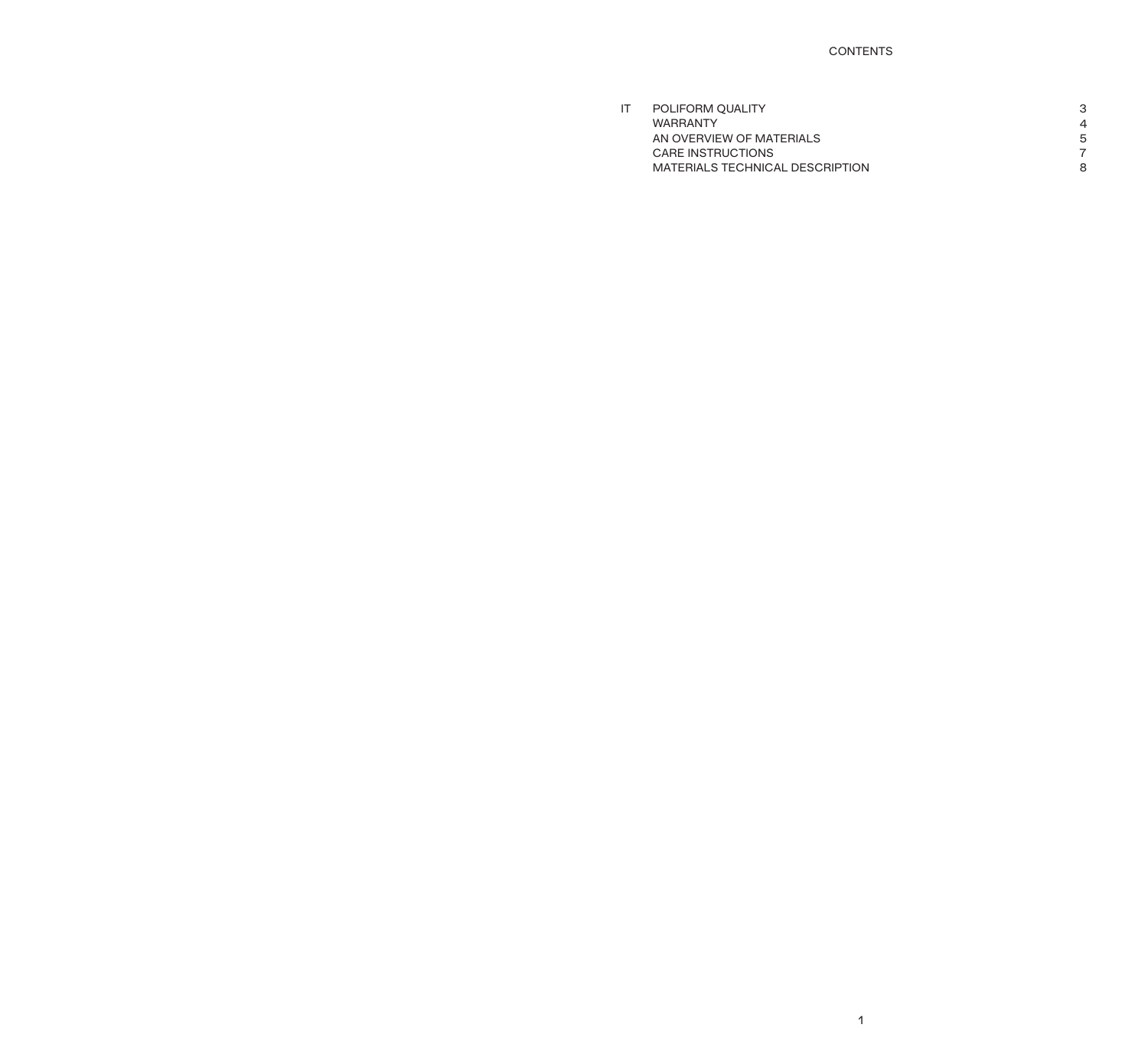# CONTENTS

| IT | | |
|---|---|---|
| | POLIFORM QUALITY | 3 |
| | WARRANTY | 4 |
| | AN OVERVIEW OF MATERIALS | 5 |
| | CARE INSTRUCTIONS | 7 |
| | MATERIALS TECHNICAL DESCRIPTION | 8 |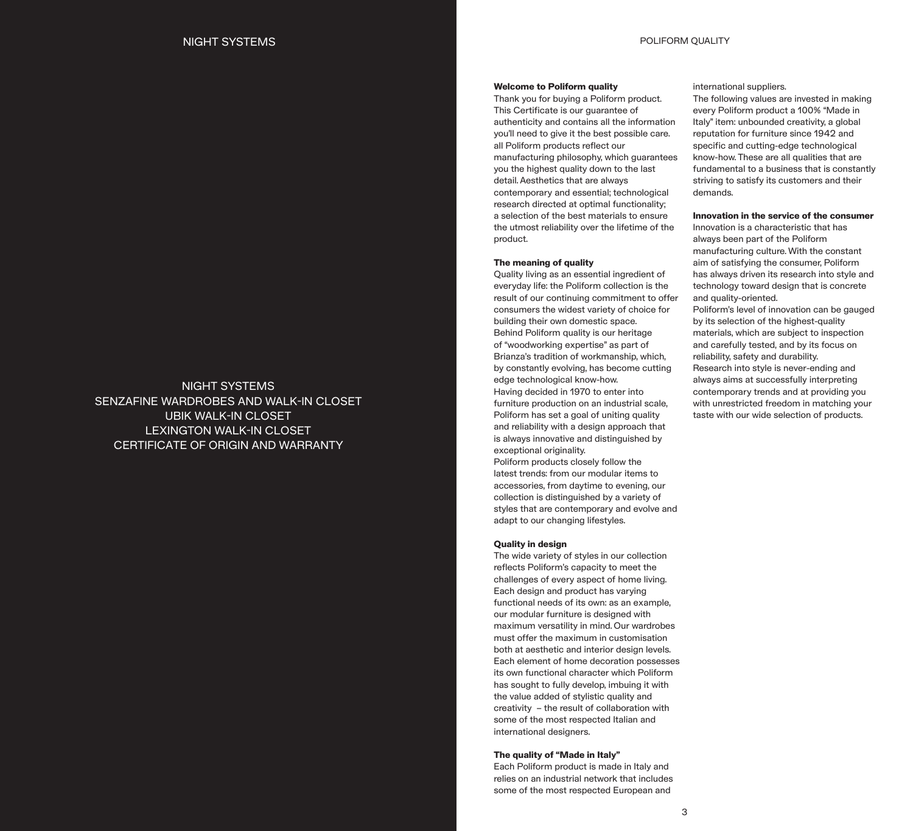NIGHT SYSTEMS
SENZAFINE WARDROBES AND WALK-IN CLOSET
UBIK WALK-IN CLOSET
LEXINGTON WALK-IN CLOSET
CERTIFICATE OF ORIGIN AND WARRANTY

# POLIFORM QUALITY

**Welcome to Poliform quality**

Thank you for buying a Poliform product. This Certificate is our guarantee of authenticity and contains all the information you'll need to give it the best possible care. all Poliform products reflect our manufacturing philosophy, which guarantees you the highest quality down to the last detail. Aesthetics that are always contemporary and essential; technological research directed at optimal functionality; a selection of the best materials to ensure the utmost reliability over the lifetime of the product.

**The meaning of quality**

Quality living as an essential ingredient of everyday life: the Poliform collection is the result of our continuing commitment to offer consumers the widest variety of choice for building their own domestic space.
Behind Poliform quality is our heritage of "woodworking expertise" as part of Brianza's tradition of workmanship, which, by constantly evolving, has become cutting edge technological know-how.
Having decided in 1970 to enter into furniture production on an industrial scale, Poliform has set a goal of uniting quality and reliability with a design approach that is always innovative and distinguished by exceptional originality.
Poliform products closely follow the latest trends: from our modular items to accessories, from daytime to evening, our collection is distinguished by a variety of styles that are contemporary and evolve and adapt to our changing lifestyles.

**Quality in design**

The wide variety of styles in our collection reflects Poliform's capacity to meet the challenges of every aspect of home living. Each design and product has varying functional needs of its own: as an example, our modular furniture is designed with maximum versatility in mind. Our wardrobes must offer the maximum in customisation both at aesthetic and interior design levels. Each element of home decoration possesses its own functional character which Poliform has sought to fully develop, imbuing it with the value added of stylistic quality and creativity – the result of collaboration with some of the most respected Italian and international designers.

**The quality of "Made in Italy"**

Each Poliform product is made in Italy and relies on an industrial network that includes some of the most respected European and international suppliers.
The following values are invested in making every Poliform product a 100% "Made in Italy" item: unbounded creativity, a global reputation for furniture since 1942 and specific and cutting-edge technological know-how. These are all qualities that are fundamental to a business that is constantly striving to satisfy its customers and their demands.

**Innovation in the service of the consumer**

Innovation is a characteristic that has always been part of the Poliform manufacturing culture. With the constant aim of satisfying the consumer, Poliform has always driven its research into style and technology toward design that is concrete and quality-oriented.
Poliform's level of innovation can be gauged by its selection of the highest-quality materials, which are subject to inspection and carefully tested, and by its focus on reliability, safety and durability.
Research into style is never-ending and always aims at successfully interpreting contemporary trends and at providing you with unrestricted freedom in matching your taste with our wide selection of products.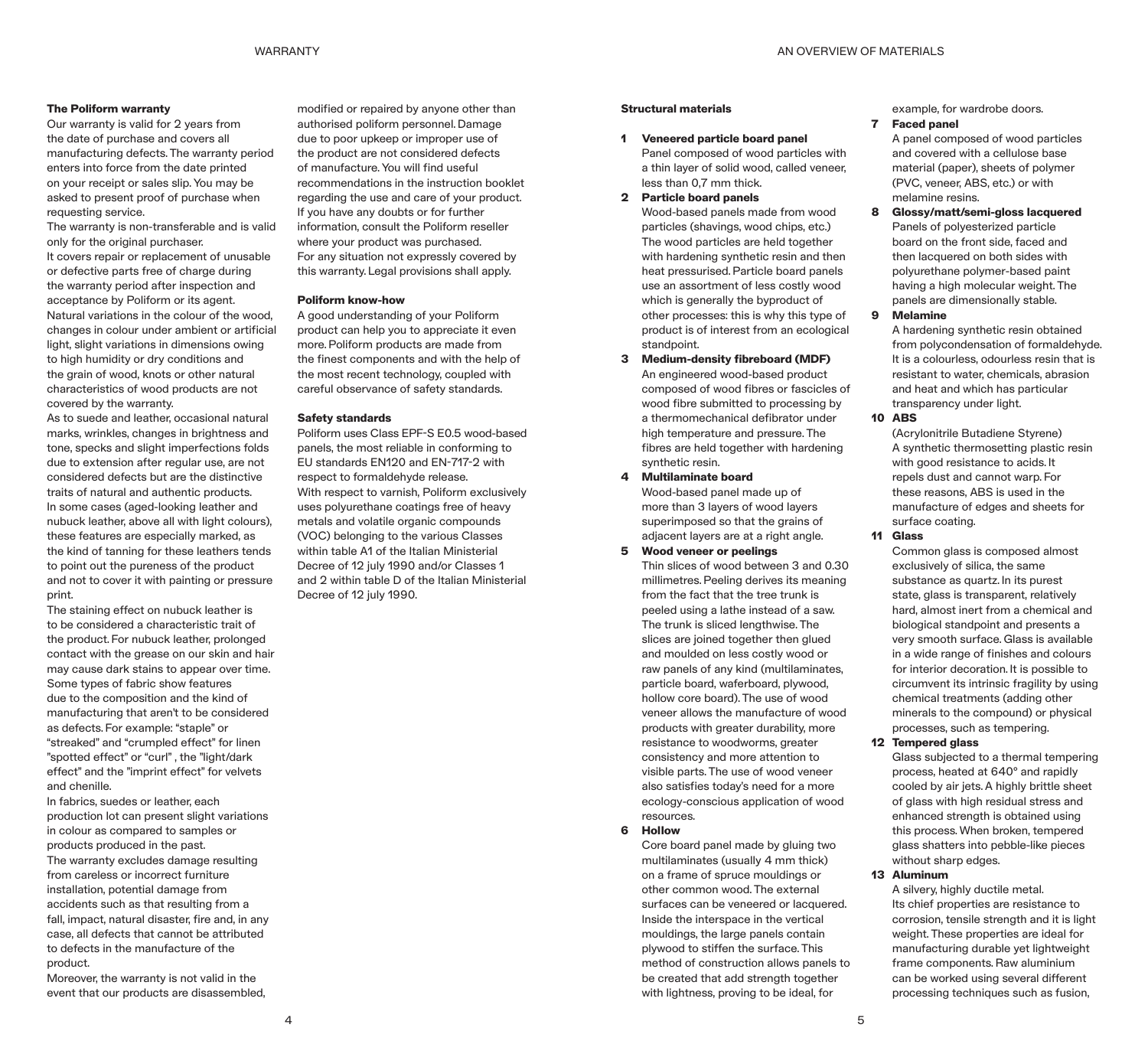## The Poliform warranty

Our warranty is valid for 2 years from the date of purchase and covers all manufacturing defects. The warranty period enters into force from the date printed on your receipt or sales slip. You may be asked to present proof of purchase when requesting service.

The warranty is non-transferable and is valid only for the original purchaser.

It covers repair or replacement of unusable or defective parts free of charge during the warranty period after inspection and acceptance by Poliform or its agent.

Natural variations in the colour of the wood, changes in colour under ambient or artificial light, slight variations in dimensions owing to high humidity or dry conditions and the grain of wood, knots or other natural characteristics of wood products are not covered by the warranty.

As to suede and leather, occasional natural marks, wrinkles, changes in brightness and tone, specks and slight imperfections folds due to extension after regular use, are not considered defects but are the distinctive traits of natural and authentic products. In some cases (aged-looking leather and nubuck leather, above all with light colours), these features are especially marked, as the kind of tanning for these leathers tends to point out the pureness of the product and not to cover it with painting or pressure print.

The staining effect on nubuck leather is to be considered a characteristic trait of the product. For nubuck leather, prolonged contact with the grease on our skin and hair may cause dark stains to appear over time. Some types of fabric show features due to the composition and the kind of manufacturing that aren't to be considered as defects. For example: "staple" or "streaked" and "crumpled effect" for linen "spotted effect" or "curl" , the "light/dark effect" and the "imprint effect" for velvets and chenille.

In fabrics, suedes or leather, each production lot can present slight variations in colour as compared to samples or products produced in the past.

The warranty excludes damage resulting from careless or incorrect furniture installation, potential damage from accidents such as that resulting from a fall, impact, natural disaster, fire and, in any case, all defects that cannot be attributed to defects in the manufacture of the product.

Moreover, the warranty is not valid in the event that our products are disassembled, modified or repaired by anyone other than authorised poliform personnel. Damage due to poor upkeep or improper use of the product are not considered defects of manufacture. You will find useful recommendations in the instruction booklet regarding the use and care of your product. If you have any doubts or for further information, consult the Poliform reseller where your product was purchased.

For any situation not expressly covered by this warranty. Legal provisions shall apply.

## Poliform know-how

A good understanding of your Poliform product can help you to appreciate it even more. Poliform products are made from the finest components and with the help of the most recent technology, coupled with careful observance of safety standards.

## Safety standards

Poliform uses Class EPF-S E0.5 wood-based panels, the most reliable in conforming to EU standards EN120 and EN-717-2 with respect to formaldehyde release.

With respect to varnish, Poliform exclusively uses polyurethane coatings free of heavy metals and volatile organic compounds (VOC) belonging to the various Classes within table A1 of the Italian Ministerial Decree of 12 july 1990 and/or Classes 1 and 2 within table D of the Italian Ministerial Decree of 12 july 1990.

## Structural materials

**1 Veneered particle board panel**
Panel composed of wood particles with a thin layer of solid wood, called veneer, less than 0,7 mm thick.

**2 Particle board panels**
Wood-based panels made from wood particles (shavings, wood chips, etc.) The wood particles are held together with hardening synthetic resin and then heat pressurised. Particle board panels use an assortment of less costly wood which is generally the byproduct of other processes: this is why this type of product is of interest from an ecological standpoint.

**3 Medium-density fibreboard (MDF)**
An engineered wood-based product composed of wood fibres or fascicles of wood fibre submitted to processing by a thermomechanical defibrator under high temperature and pressure. The fibres are held together with hardening synthetic resin.

**4 Multilaminate board**
Wood-based panel made up of more than 3 layers of wood layers superimposed so that the grains of adjacent layers are at a right angle.

**5 Wood veneer or peelings**
Thin slices of wood between 3 and 0.30 millimetres. Peeling derives its meaning from the fact that the tree trunk is peeled using a lathe instead of a saw. The trunk is sliced lengthwise. The slices are joined together then glued and moulded on less costly wood or raw panels of any kind (multilaminates, particle board, waferboard, plywood, hollow core board). The use of wood veneer allows the manufacture of wood products with greater durability, more resistance to woodworms, greater consistency and more attention to visible parts. The use of wood veneer also satisfies today's need for a more ecology-conscious application of wood resources.

**6 Hollow**
Core board panel made by gluing two multilaminates (usually 4 mm thick) on a frame of spruce mouldings or other common wood. The external surfaces can be veneered or lacquered. Inside the interspace in the vertical mouldings, the large panels contain plywood to stiffen the surface. This method of construction allows panels to be created that add strength together with lightness, proving to be ideal, for example, for wardrobe doors.

**7 Faced panel**
A panel composed of wood particles and covered with a cellulose base material (paper), sheets of polymer (PVC, veneer, ABS, etc.) or with melamine resins.

**8 Glossy/matt/semi-gloss lacquered**
Panels of polyesterized particle board on the front side, faced and then lacquered on both sides with polyurethane polymer-based paint having a high molecular weight. The panels are dimensionally stable.

**9 Melamine**
A hardening synthetic resin obtained from polycondensation of formaldehyde. It is a colourless, odourless resin that is resistant to water, chemicals, abrasion and heat and which has particular transparency under light.

**10 ABS**
(Acrylonitrile Butadiene Styrene) A synthetic thermosetting plastic resin with good resistance to acids. It repels dust and cannot warp. For these reasons, ABS is used in the manufacture of edges and sheets for surface coating.

**11 Glass**
Common glass is composed almost exclusively of silica, the same substance as quartz. In its purest state, glass is transparent, relatively hard, almost inert from a chemical and biological standpoint and presents a very smooth surface. Glass is available in a wide range of finishes and colours for interior decoration. It is possible to circumvent its intrinsic fragility by using chemical treatments (adding other minerals to the compound) or physical processes, such as tempering.

**12 Tempered glass**
Glass subjected to a thermal tempering process, heated at 640° and rapidly cooled by air jets. A highly brittle sheet of glass with high residual stress and enhanced strength is obtained using this process. When broken, tempered glass shatters into pebble-like pieces without sharp edges.

**13 Aluminum**
A silvery, highly ductile metal. Its chief properties are resistance to corrosion, tensile strength and it is light weight. These properties are ideal for manufacturing durable yet lightweight frame components. Raw aluminium can be worked using several different processing techniques such as fusion,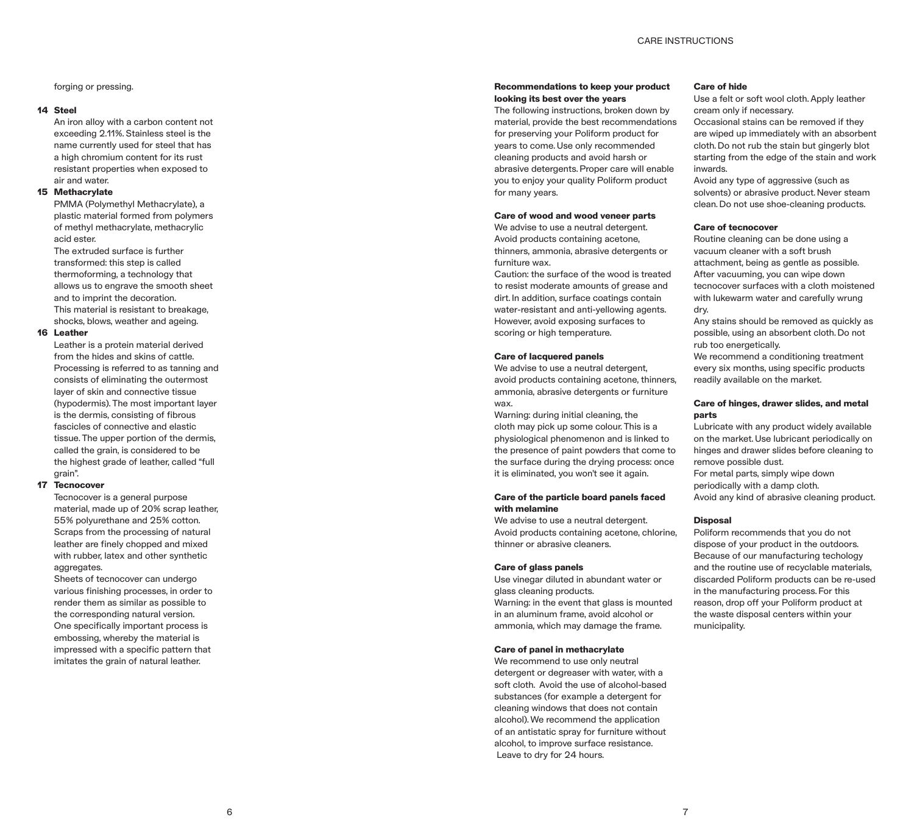forging or pressing.

**14 Steel**

An iron alloy with a carbon content not exceeding 2.11%. Stainless steel is the name currently used for steel that has a high chromium content for its rust resistant properties when exposed to air and water.

**15 Methacrylate**

PMMA (Polymethyl Methacrylate), a plastic material formed from polymers of methyl methacrylate, methacrylic acid ester.

The extruded surface is further transformed: this step is called thermoforming, a technology that allows us to engrave the smooth sheet and to imprint the decoration.

This material is resistant to breakage, shocks, blows, weather and ageing.

**16 Leather**

Leather is a protein material derived from the hides and skins of cattle. Processing is referred to as tanning and consists of eliminating the outermost layer of skin and connective tissue (hypodermis). The most important layer is the dermis, consisting of fibrous fascicles of connective and elastic tissue. The upper portion of the dermis, called the grain, is considered to be the highest grade of leather, called "full grain".

**17 Tecnocover**

Tecnocover is a general purpose material, made up of 20% scrap leather, 55% polyurethane and 25% cotton. Scraps from the processing of natural leather are finely chopped and mixed with rubber, latex and other synthetic aggregates.

Sheets of tecnocover can undergo various finishing processes, in order to render them as similar as possible to the corresponding natural version.

One specifically important process is embossing, whereby the material is impressed with a specific pattern that imitates the grain of natural leather.

# CARE INSTRUCTIONS

**Recommendations to keep your product looking its best over the years**

The following instructions, broken down by material, provide the best recommendations for preserving your Poliform product for years to come. Use only recommended cleaning products and avoid harsh or abrasive detergents. Proper care will enable you to enjoy your quality Poliform product for many years.

**Care of wood and wood veneer parts**

We advise to use a neutral detergent. Avoid products containing acetone, thinners, ammonia, abrasive detergents or furniture wax.

Caution: the surface of the wood is treated to resist moderate amounts of grease and dirt. In addition, surface coatings contain water-resistant and anti-yellowing agents. However, avoid exposing surfaces to scoring or high temperature.

**Care of lacquered panels**

We advise to use a neutral detergent, avoid products containing acetone, thinners, ammonia, abrasive detergents or furniture wax.

Warning: during initial cleaning, the cloth may pick up some colour. This is a physiological phenomenon and is linked to the presence of paint powders that come to the surface during the drying process: once it is eliminated, you won't see it again.

**Care of the particle board panels faced with melamine**

We advise to use a neutral detergent. Avoid products containing acetone, chlorine, thinner or abrasive cleaners.

**Care of glass panels**

Use vinegar diluted in abundant water or glass cleaning products.

Warning: in the event that glass is mounted in an aluminum frame, avoid alcohol or ammonia, which may damage the frame.

**Care of panel in methacrylate**

We recommend to use only neutral detergent or degreaser with water, with a soft cloth. Avoid the use of alcohol-based substances (for example a detergent for cleaning windows that does not contain alcohol). We recommend the application of an antistatic spray for furniture without alcohol, to improve surface resistance. Leave to dry for 24 hours.

**Care of hide**

Use a felt or soft wool cloth. Apply leather cream only if necessary.

Occasional stains can be removed if they are wiped up immediately with an absorbent cloth. Do not rub the stain but gingerly blot starting from the edge of the stain and work inwards.

Avoid any type of aggressive (such as solvents) or abrasive product. Never steam clean. Do not use shoe-cleaning products.

**Care of tecnocover**

Routine cleaning can be done using a vacuum cleaner with a soft brush attachment, being as gentle as possible. After vacuuming, you can wipe down tecnocover surfaces with a cloth moistened with lukewarm water and carefully wrung dry.

Any stains should be removed as quickly as possible, using an absorbent cloth. Do not rub too energetically.

We recommend a conditioning treatment every six months, using specific products readily available on the market.

**Care of hinges, drawer slides, and metal parts**

Lubricate with any product widely available on the market. Use lubricant periodically on hinges and drawer slides before cleaning to remove possible dust.

For metal parts, simply wipe down periodically with a damp cloth.

Avoid any kind of abrasive cleaning product.

**Disposal**

Poliform recommends that you do not dispose of your product in the outdoors. Because of our manufacturing techology and the routine use of recyclable materials, discarded Poliform products can be re-used in the manufacturing process. For this reason, drop off your Poliform product at the waste disposal centers within your municipality.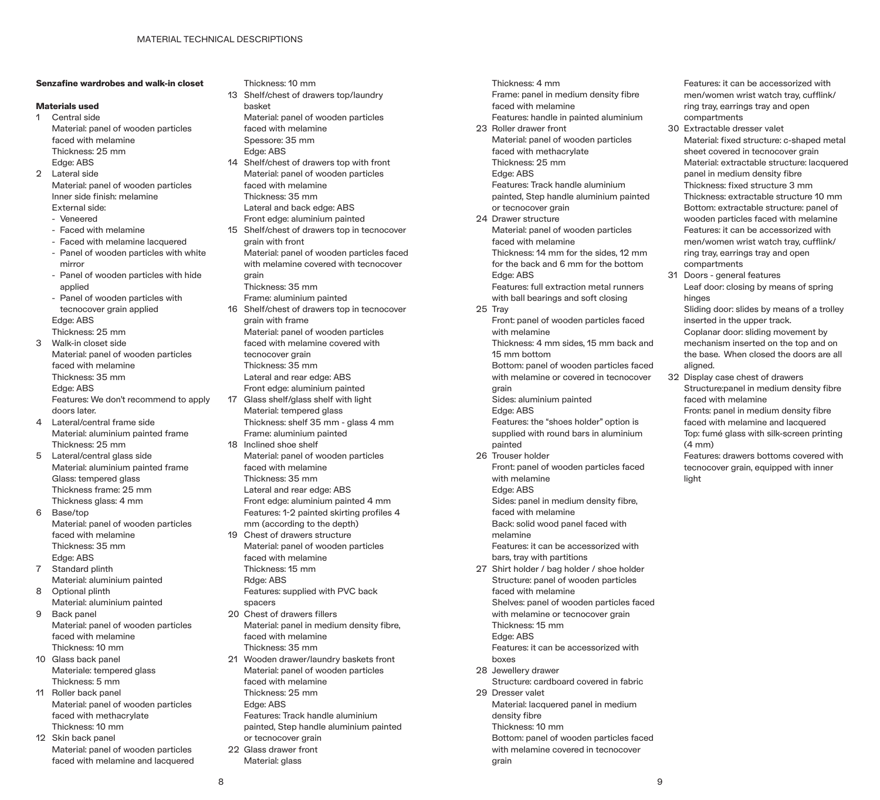MATERIAL TECHNICAL DESCRIPTIONS

**Senzafine wardrobes and walk-in closet**

**Materials used**

1 Central side
Material: panel of wooden particles faced with melamine
Thickness: 25 mm
Edge: ABS

2 Lateral side
Material: panel of wooden particles
Inner side finish: melamine
External side:
- Veneered
- Faced with melamine
- Faced with melamine lacquered
- Panel of wooden particles with white mirror
- Panel of wooden particles with hide applied
- Panel of wooden particles with tecnocover grain applied

Edge: ABS
Thickness: 25 mm

3 Walk-in closet side
Material: panel of wooden particles faced with melamine
Thickness: 35 mm
Edge: ABS
Features: We don't recommend to apply doors later.

4 Lateral/central frame side
Material: aluminium painted frame
Thickness: 25 mm

5 Lateral/central glass side
Material: aluminium painted frame
Glass: tempered glass
Thickness frame: 25 mm
Thickness glass: 4 mm

6 Base/top
Material: panel of wooden particles faced with melamine
Thickness: 35 mm
Edge: ABS

7 Standard plinth
Material: aluminium painted

8 Optional plinth
Material: aluminium painted

9 Back panel
Material: panel of wooden particles faced with melamine
Thickness: 10 mm

10 Glass back panel
Materiale: tempered glass
Thickness: 5 mm

11 Roller back panel
Material: panel of wooden particles faced with methacrylate
Thickness: 10 mm

12 Skin back panel
Material: panel of wooden particles faced with melamine and lacquered
Thickness: 10 mm

13 Shelf/chest of drawers top/laundry basket
Material: panel of wooden particles faced with melamine
Spessore: 35 mm
Edge: ABS

14 Shelf/chest of drawers top with front
Material: panel of wooden particles faced with melamine
Thickness: 35 mm
Lateral and back edge: ABS
Front edge: aluminium painted

15 Shelf/chest of drawers top in tecnocover grain with front
Material: panel of wooden particles faced with melamine covered with tecnocover grain
Thickness: 35 mm
Frame: aluminium painted

16 Shelf/chest of drawers top in tecnocover grain with frame
Material: panel of wooden particles faced with melamine covered with tecnocover grain
Thickness: 35 mm
Lateral and rear edge: ABS
Front edge: aluminium painted

17 Glass shelf/glass shelf with light
Material: tempered glass
Thickness: shelf 35 mm - glass 4 mm
Frame: aluminium painted

18 Inclined shoe shelf
Material: panel of wooden particles faced with melamine
Thickness: 35 mm
Lateral and rear edge: ABS
Front edge: aluminium painted 4 mm
Features: 1-2 painted skirting profiles 4 mm (according to the depth)

19 Chest of drawers structure
Material: panel of wooden particles faced with melamine
Thickness: 15 mm
Rdge: ABS
Features: supplied with PVC back spacers

20 Chest of drawers fillers
Material: panel in medium density fibre, faced with melamine
Thickness: 35 mm

21 Wooden drawer/laundry baskets front
Material: panel of wooden particles faced with melamine
Thickness: 25 mm
Edge: ABS
Features: Track handle aluminium painted, Step handle aluminium painted or tecnocover grain

22 Glass drawer front
Material: glass
Thickness: 4 mm
Frame: panel in medium density fibre faced with melamine
Features: handle in painted aluminium

23 Roller drawer front
Material: panel of wooden particles faced with methacrylate
Thickness: 25 mm
Edge: ABS
Features: Track handle aluminium painted, Step handle aluminium painted or tecnocover grain

24 Drawer structure
Material: panel of wooden particles faced with melamine
Thickness: 14 mm for the sides, 12 mm for the back and 6 mm for the bottom
Edge: ABS
Features: full extraction metal runners with ball bearings and soft closing

25 Tray
Front: panel of wooden particles faced with melamine
Thickness: 4 mm sides, 15 mm back and 15 mm bottom
Bottom: panel of wooden particles faced with melamine or covered in tecnocover grain
Sides: aluminium painted
Edge: ABS
Features: the "shoes holder" option is supplied with round bars in aluminium painted

26 Trouser holder
Front: panel of wooden particles faced with melamine
Edge: ABS
Sides: panel in medium density fibre, faced with melamine
Back: solid wood panel faced with melamine
Features: it can be accessorized with bars, tray with partitions

27 Shirt holder / bag holder / shoe holder
Structure: panel of wooden particles faced with melamine
Shelves: panel of wooden particles faced with melamine or tecnocover grain
Thickness: 15 mm
Edge: ABS
Features: it can be accessorized with boxes

28 Jewellery drawer
Structure: cardboard covered in fabric

29 Dresser valet
Material: lacquered panel in medium density fibre
Thickness: 10 mm
Bottom: panel of wooden particles faced with melamine covered in tecnocover grain
Features: it can be accessorized with men/women wrist watch tray, cufflink/ring tray, earrings tray and open compartments

30 Extractable dresser valet
Material: fixed structure: c-shaped metal sheet covered in tecnocover grain
Material: extractable structure: lacquered panel in medium density fibre
Thickness: fixed structure 3 mm
Thickness: extractable structure 10 mm
Bottom: extractable structure: panel of wooden particles faced with melamine
Features: it can be accessorized with men/women wrist watch tray, cufflink/ring tray, earrings tray and open compartments

31 Doors - general features
Leaf door: closing by means of spring hinges
Sliding door: slides by means of a trolley inserted in the upper track.
Coplanar door: sliding movement by mechanism inserted on the top and on the base. When closed the doors are all aligned.

32 Display case chest of drawers
Structure:panel in medium density fibre faced with melamine
Fronts: panel in medium density fibre faced with melamine and lacquered
Top: fumé glass with silk-screen printing (4 mm)
Features: drawers bottoms covered with tecnocover grain, equipped with inner light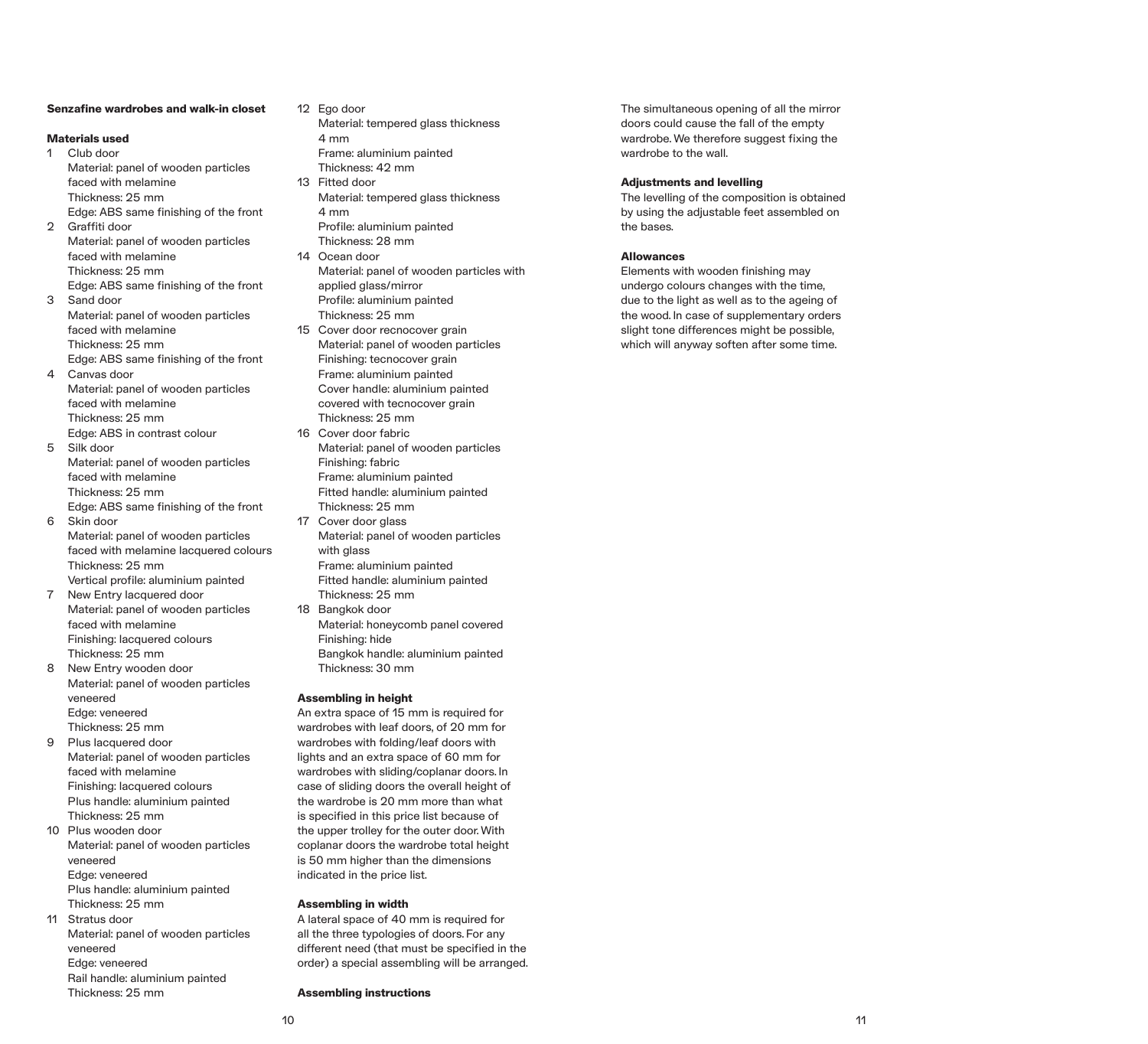**Senzafine wardrobes and walk-in closet**

**Materials used**

1. Club door
   Material: panel of wooden particles faced with melamine
   Thickness: 25 mm
   Edge: ABS same finishing of the front
2. Graffiti door
   Material: panel of wooden particles faced with melamine
   Thickness: 25 mm
   Edge: ABS same finishing of the front
3. Sand door
   Material: panel of wooden particles faced with melamine
   Thickness: 25 mm
   Edge: ABS same finishing of the front
4. Canvas door
   Material: panel of wooden particles faced with melamine
   Thickness: 25 mm
   Edge: ABS in contrast colour
5. Silk door
   Material: panel of wooden particles faced with melamine
   Thickness: 25 mm
   Edge: ABS same finishing of the front
6. Skin door
   Material: panel of wooden particles faced with melamine lacquered colours
   Thickness: 25 mm
   Vertical profile: aluminium painted
7. New Entry lacquered door
   Material: panel of wooden particles faced with melamine
   Finishing: lacquered colours
   Thickness: 25 mm
8. New Entry wooden door
   Material: panel of wooden particles veneered
   Edge: veneered
   Thickness: 25 mm
9. Plus lacquered door
   Material: panel of wooden particles faced with melamine
   Finishing: lacquered colours
   Plus handle: aluminium painted
   Thickness: 25 mm
10. Plus wooden door
    Material: panel of wooden particles veneered
    Edge: veneered
    Plus handle: aluminium painted
    Thickness: 25 mm
11. Stratus door
    Material: panel of wooden particles veneered
    Edge: veneered
    Rail handle: aluminium painted
    Thickness: 25 mm
12. Ego door
    Material: tempered glass thickness 4 mm
    Frame: aluminium painted
    Thickness: 42 mm
13. Fitted door
    Material: tempered glass thickness 4 mm
    Profile: aluminium painted
    Thickness: 28 mm
14. Ocean door
    Material: panel of wooden particles with applied glass/mirror
    Profile: aluminium painted
    Thickness: 25 mm
15. Cover door recnocover grain
    Material: panel of wooden particles
    Finishing: tecnocover grain
    Frame: aluminium painted
    Cover handle: aluminium painted covered with tecnocover grain
    Thickness: 25 mm
16. Cover door fabric
    Material: panel of wooden particles
    Finishing: fabric
    Frame: aluminium painted
    Fitted handle: aluminium painted
    Thickness: 25 mm
17. Cover door glass
    Material: panel of wooden particles with glass
    Frame: aluminium painted
    Fitted handle: aluminium painted
    Thickness: 25 mm
18. Bangkok door
    Material: honeycomb panel covered
    Finishing: hide
    Bangkok handle: aluminium painted
    Thickness: 30 mm

**Assembling in height**

An extra space of 15 mm is required for wardrobes with leaf doors, of 20 mm for wardrobes with folding/leaf doors with lights and an extra space of 60 mm for wardrobes with sliding/coplanar doors. In case of sliding doors the overall height of the wardrobe is 20 mm more than what is specified in this price list because of the upper trolley for the outer door. With coplanar doors the wardrobe total height is 50 mm higher than the dimensions indicated in the price list.

**Assembling in width**

A lateral space of 40 mm is required for all the three typologies of doors. For any different need (that must be specified in the order) a special assembling will be arranged.

**Assembling instructions**

The simultaneous opening of all the mirror doors could cause the fall of the empty wardrobe. We therefore suggest fixing the wardrobe to the wall.

**Adjustments and levelling**

The levelling of the composition is obtained by using the adjustable feet assembled on the bases.

**Allowances**

Elements with wooden finishing may undergo colours changes with the time, due to the light as well as to the ageing of the wood. In case of supplementary orders slight tone differences might be possible, which will anyway soften after some time.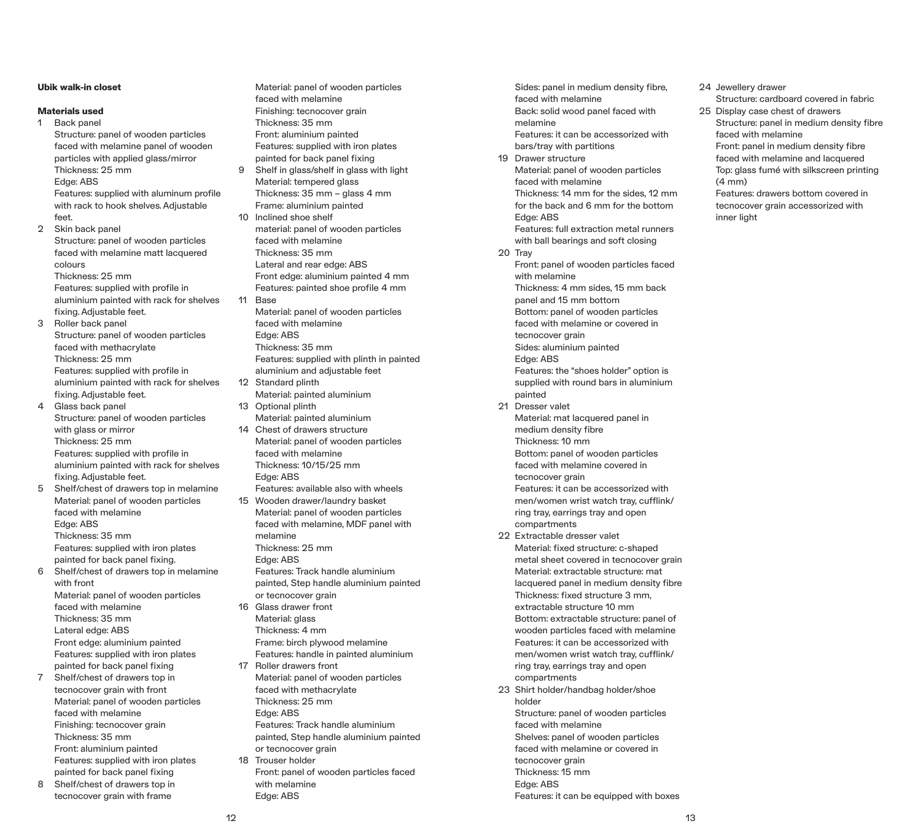**Ubik walk-in closet**

**Materials used**

1. Back panel
   Structure: panel of wooden particles faced with melamine panel of wooden particles with applied glass/mirror
   Thickness: 25 mm
   Edge: ABS
   Features: supplied with aluminum profile with rack to hook shelves. Adjustable feet.
2. Skin back panel
   Structure: panel of wooden particles faced with melamine matt lacquered colours
   Thickness: 25 mm
   Features: supplied with profile in aluminium painted with rack for shelves fixing. Adjustable feet.
3. Roller back panel
   Structure: panel of wooden particles faced with methacrylate
   Thickness: 25 mm
   Features: supplied with profile in aluminium painted with rack for shelves fixing. Adjustable feet.
4. Glass back panel
   Structure: panel of wooden particles with glass or mirror
   Thickness: 25 mm
   Features: supplied with profile in aluminium painted with rack for shelves fixing. Adjustable feet.
5. Shelf/chest of drawers top in melamine
   Material: panel of wooden particles faced with melamine
   Edge: ABS
   Thickness: 35 mm
   Features: supplied with iron plates painted for back panel fixing.
6. Shelf/chest of drawers top in melamine with front
   Material: panel of wooden particles faced with melamine
   Thickness: 35 mm
   Lateral edge: ABS
   Front edge: aluminium painted
   Features: supplied with iron plates painted for back panel fixing
7. Shelf/chest of drawers top in tecnocover grain with front
   Material: panel of wooden particles faced with melamine
   Finishing: tecnocover grain
   Thickness: 35 mm
   Front: aluminium painted
   Features: supplied with iron plates painted for back panel fixing
8. Shelf/chest of drawers top in tecnocover grain with frame
   Material: panel of wooden particles faced with melamine
   Finishing: tecnocover grain
   Thickness: 35 mm
   Front: aluminium painted
   Features: supplied with iron plates painted for back panel fixing
9. Shelf in glass/shelf in glass with light
   Material: tempered glass
   Thickness: 35 mm – glass 4 mm
   Frame: aluminium painted
10. Inclined shoe shelf
    material: panel of wooden particles faced with melamine
    Thickness: 35 mm
    Lateral and rear edge: ABS
    Front edge: aluminium painted 4 mm
    Features: painted shoe profile 4 mm
11. Base
    Material: panel of wooden particles faced with melamine
    Edge: ABS
    Thickness: 35 mm
    Features: supplied with plinth in painted aluminium and adjustable feet
12. Standard plinth
    Material: painted aluminium
13. Optional plinth
    Material: painted aluminium
14. Chest of drawers structure
    Material: panel of wooden particles faced with melamine
    Thickness: 10/15/25 mm
    Edge: ABS
    Features: available also with wheels
15. Wooden drawer/laundry basket
    Material: panel of wooden particles faced with melamine, MDF panel with melamine
    Thickness: 25 mm
    Edge: ABS
    Features: Track handle aluminium painted, Step handle aluminium painted or tecnocover grain
16. Glass drawer front
    Material: glass
    Thickness: 4 mm
    Frame: birch plywood melamine
    Features: handle in painted aluminium
17. Roller drawers front
    Material: panel of wooden particles faced with methacrylate
    Thickness: 25 mm
    Edge: ABS
    Features: Track handle aluminium painted, Step handle aluminium painted or tecnocover grain
18. Trouser holder
    Front: panel of wooden particles faced with melamine
    Edge: ABS
    Sides: panel in medium density fibre, faced with melamine
    Back: solid wood panel faced with melamine
    Features: it can be accessorized with bars/tray with partitions
19. Drawer structure
    Material: panel of wooden particles faced with melamine
    Thickness: 14 mm for the sides, 12 mm for the back and 6 mm for the bottom
    Edge: ABS
    Features: full extraction metal runners with ball bearings and soft closing
20. Tray
    Front: panel of wooden particles faced with melamine
    Thickness: 4 mm sides, 15 mm back panel and 15 mm bottom
    Bottom: panel of wooden particles faced with melamine or covered in tecnocover grain
    Sides: aluminium painted
    Edge: ABS
    Features: the “shoes holder” option is supplied with round bars in aluminium painted
21. Dresser valet
    Material: mat lacquered panel in medium density fibre
    Thickness: 10 mm
    Bottom: panel of wooden particles faced with melamine covered in tecnocover grain
    Features: it can be accessorized with men/women wrist watch tray, cufflink/ring tray, earrings tray and open compartments
22. Extractable dresser valet
    Material: fixed structure: c-shaped metal sheet covered in tecnocover grain
    Material: extractable structure: mat lacquered panel in medium density fibre
    Thickness: fixed structure 3 mm, extractable structure 10 mm
    Bottom: extractable structure: panel of wooden particles faced with melamine
    Features: it can be accessorized with men/women wrist watch tray, cufflink/ring tray, earrings tray and open compartments
23. Shirt holder/handbag holder/shoe holder
    Structure: panel of wooden particles faced with melamine
    Shelves: panel of wooden particles faced with melamine or covered in tecnocover grain
    Thickness: 15 mm
    Edge: ABS
    Features: it can be equipped with boxes
24. Jewellery drawer
    Structure: cardboard covered in fabric
25. Display case chest of drawers
    Structure: panel in medium density fibre faced with melamine
    Front: panel in medium density fibre faced with melamine and lacquered
    Top: glass fumé with silkscreen printing (4 mm)
    Features: drawers bottom covered in tecnocover grain accessorized with inner light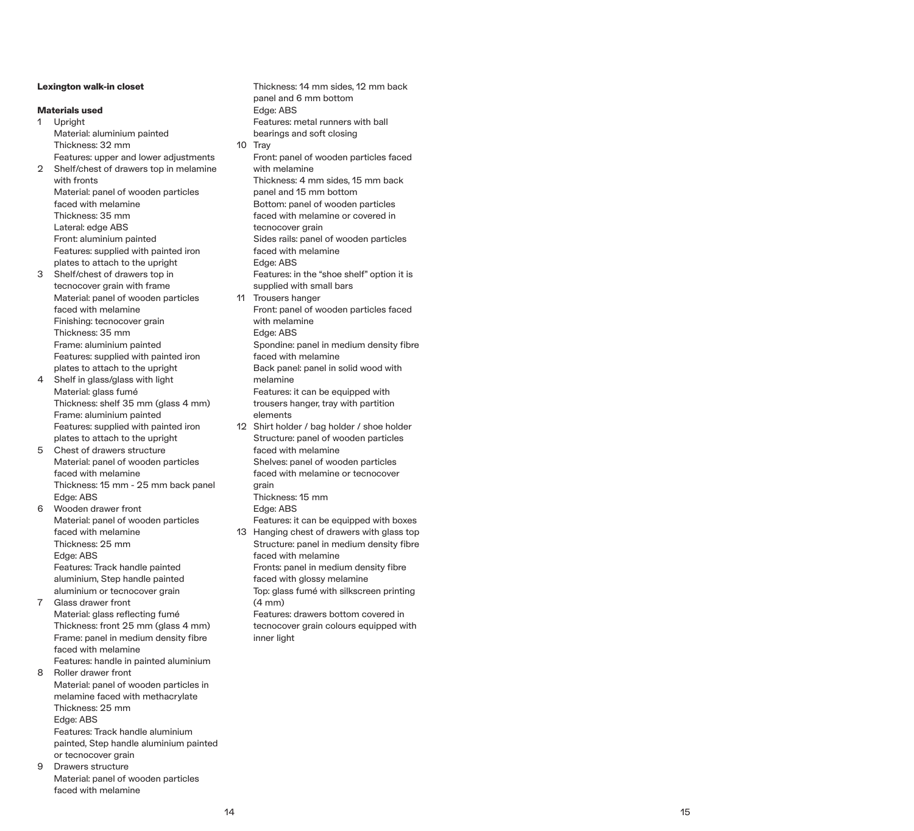**Lexington walk-in closet**

**Materials used**

1. Upright
   Material: aluminium painted
   Thickness: 32 mm
   Features: upper and lower adjustments
2. Shelf/chest of drawers top in melamine with fronts
   Material: panel of wooden particles faced with melamine
   Thickness: 35 mm
   Lateral: edge ABS
   Front: aluminium painted
   Features: supplied with painted iron plates to attach to the upright
3. Shelf/chest of drawers top in tecnocover grain with frame
   Material: panel of wooden particles faced with melamine
   Finishing: tecnocover grain
   Thickness: 35 mm
   Frame: aluminium painted
   Features: supplied with painted iron plates to attach to the upright
4. Shelf in glass/glass with light
   Material: glass fumé
   Thickness: shelf 35 mm (glass 4 mm)
   Frame: aluminium painted
   Features: supplied with painted iron plates to attach to the upright
5. Chest of drawers structure
   Material: panel of wooden particles faced with melamine
   Thickness: 15 mm - 25 mm back panel
   Edge: ABS
6. Wooden drawer front
   Material: panel of wooden particles faced with melamine
   Thickness: 25 mm
   Edge: ABS
   Features: Track handle painted aluminium, Step handle painted aluminium or tecnocover grain
7. Glass drawer front
   Material: glass reflecting fumé
   Thickness: front 25 mm (glass 4 mm)
   Frame: panel in medium density fibre faced with melamine
   Features: handle in painted aluminium
8. Roller drawer front
   Material: panel of wooden particles in melamine faced with methacrylate
   Thickness: 25 mm
   Edge: ABS
   Features: Track handle aluminium painted, Step handle aluminium painted or tecnocover grain
9. Drawers structure
   Material: panel of wooden particles faced with melamine
   Thickness: 14 mm sides, 12 mm back panel and 6 mm bottom
   Edge: ABS
   Features: metal runners with ball bearings and soft closing
10. Tray
    Front: panel of wooden particles faced with melamine
    Thickness: 4 mm sides, 15 mm back panel and 15 mm bottom
    Bottom: panel of wooden particles faced with melamine or covered in tecnocover grain
    Sides rails: panel of wooden particles faced with melamine
    Edge: ABS
    Features: in the "shoe shelf" option it is supplied with small bars
11. Trousers hanger
    Front: panel of wooden particles faced with melamine
    Edge: ABS
    Spondine: panel in medium density fibre faced with melamine
    Back panel: panel in solid wood with melamine
    Features: it can be equipped with trousers hanger, tray with partition elements
12. Shirt holder / bag holder / shoe holder
    Structure: panel of wooden particles faced with melamine
    Shelves: panel of wooden particles faced with melamine or tecnocover grain
    Thickness: 15 mm
    Edge: ABS
    Features: it can be equipped with boxes
13. Hanging chest of drawers with glass top
    Structure: panel in medium density fibre faced with melamine
    Fronts: panel in medium density fibre faced with glossy melamine
    Top: glass fumé with silkscreen printing (4 mm)
    Features: drawers bottom covered in tecnocover grain colours equipped with inner light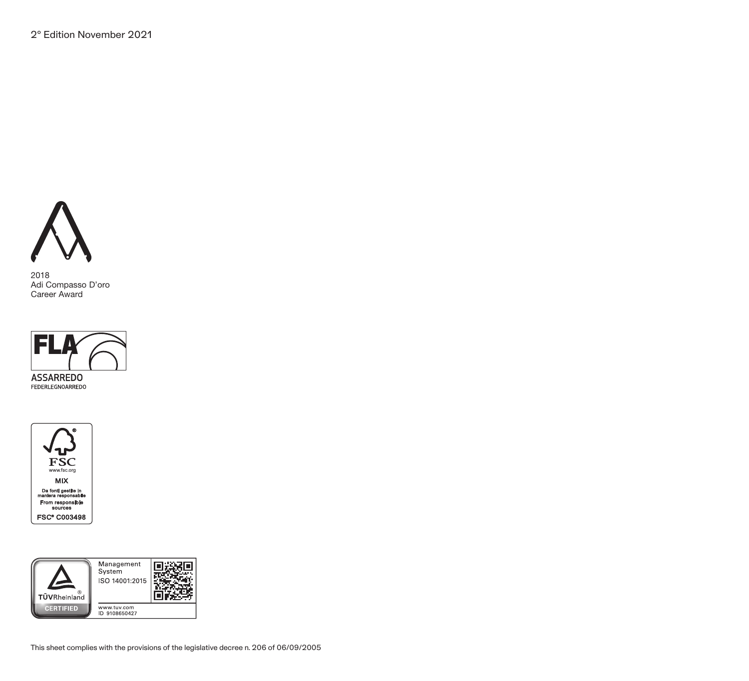2° Edition November 2021

2018
Adi Compasso D'oro
Career Award

ASSARREDO
FEDERLEGNOARREDO

FSC
www.fsc.org
MIX
Da fonti gestite in maniera responsabile
From responsible sources
FSC® C003498

Management System
ISO 14001:2015

TÜVRheinland®
CERTIFIED

www.tuv.com
ID 9108650427

This sheet complies with the provisions of the legislative decree n. 206 of 06/09/2005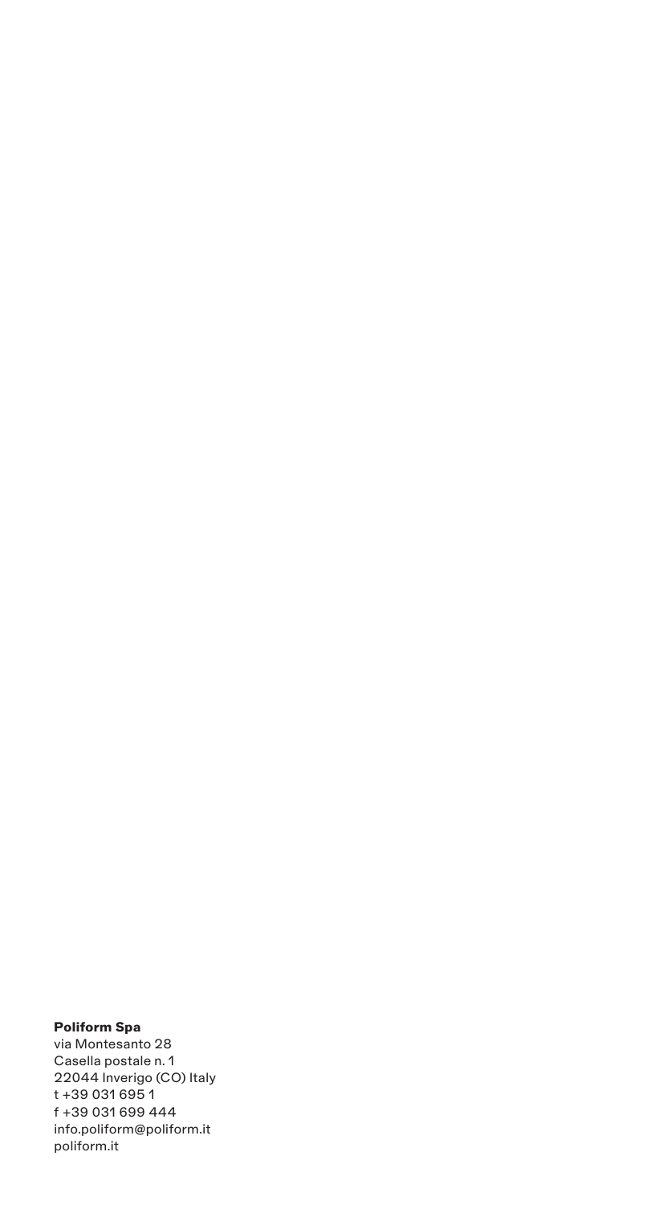**Poliform Spa**
via Montesanto 28
Casella postale n. 1
22044 Inverigo (CO) Italy
t +39 031 695 1
f +39 031 699 444
info.poliform@poliform.it
poliform.it